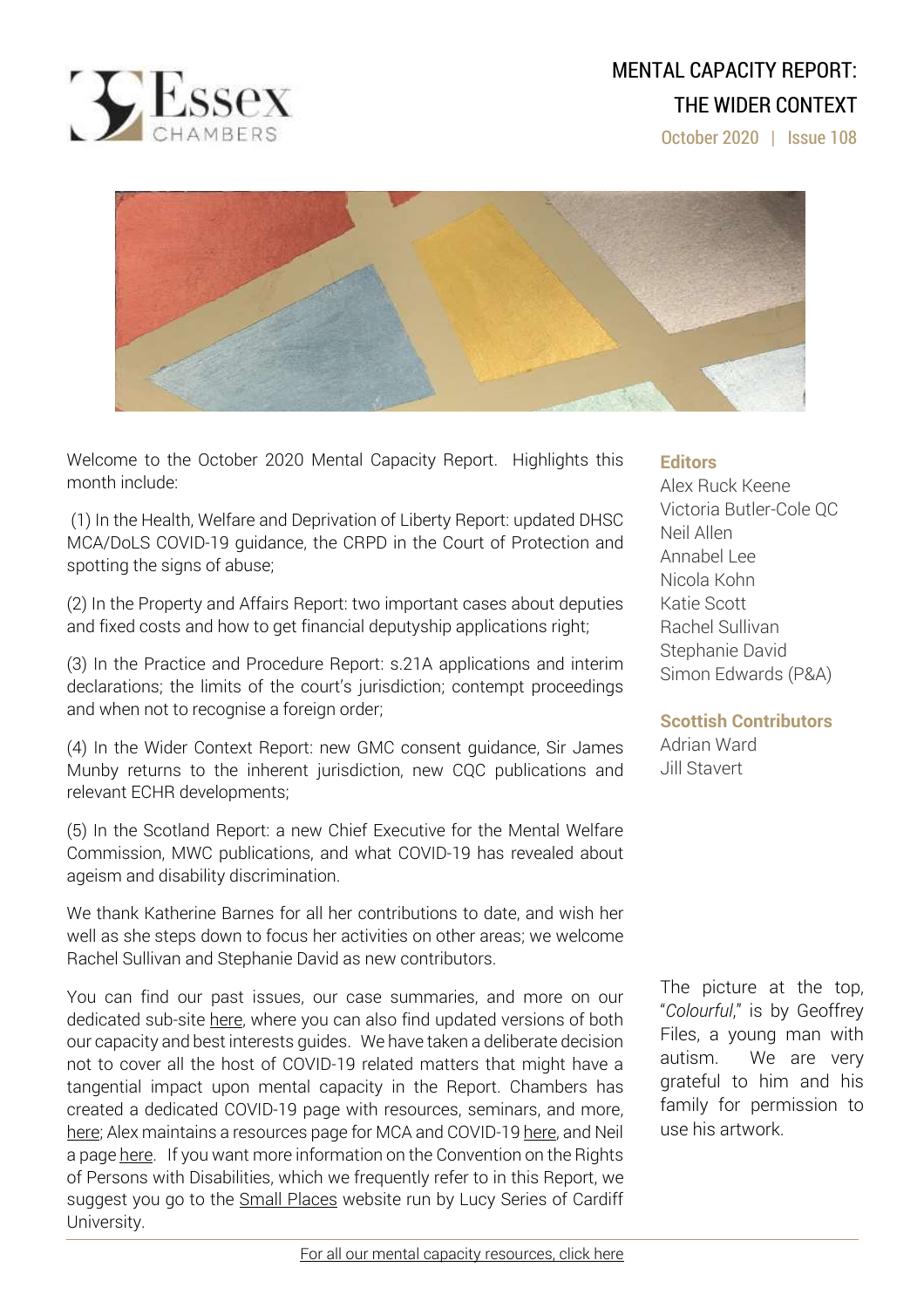# MENTAL CAPACITY REPORT: THE WIDER CONTEXT

October 2020 | Issue 108

Welcome to the October 2020 Mental Capacity Report. Highlights this month include:

(1) In the Health, Welfare and Deprivation of Liberty Report: updated DHSC MCA/DoLS COVID-19 guidance, the CRPD in the Court of Protection and spotting the signs of abuse;

(2) In the Property and Affairs Report: two important cases about deputies and fixed costs and how to get financial deputyship applications right;

(3) In the Practice and Procedure Report: s.21A applications and interim declarations; the limits of the court's jurisdiction; contempt proceedings and when not to recognise a foreign order;

(4) In the Wider Context Report: new GMC consent guidance, Sir James Munby returns to the inherent jurisdiction, new CQC publications and relevant ECHR developments;

(5) In the Scotland Report: a new Chief Executive for the Mental Welfare Commission, MWC publications, and what COVID-19 has revealed about ageism and disability discrimination.

We thank Katherine Barnes for all her contributions to date, and wish her well as she steps down to focus her activities on other areas; we welcome Rachel Sullivan and Stephanie David as new contributors.

You can find our past issues, our case summaries, and more on our dedicated sub-site here, where you can also find updated versions of both our capacity and best interests guides. We have taken a deliberate decision not to cover all the host of COVID-19 related matters that might have a tangential impact upon mental capacity in the Report. Chambers has created a dedicated COVID-19 page with resources, seminars, and more, here; Alex maintains a resources page for MCA and COVID-19 here, and Neil a page here. If you want more information on the Convention on the Rights of Persons with Disabilities, which we frequently refer to in this Report, we suggest you go to the Small Places website run by Lucy Series of Cardiff University.

**Editors**

Alex Ruck Keene
Victoria Butler-Cole QC
Neil Allen
Annabel Lee
Nicola Kohn
Katie Scott
Rachel Sullivan
Stephanie David
Simon Edwards (P&A)

**Scottish Contributors**

Adrian Ward
Jill Stavert

The picture at the top, "*Colourful*," is by Geoffrey Files, a young man with autism. We are very grateful to him and his family for permission to use his artwork.

For all our mental capacity resources, click here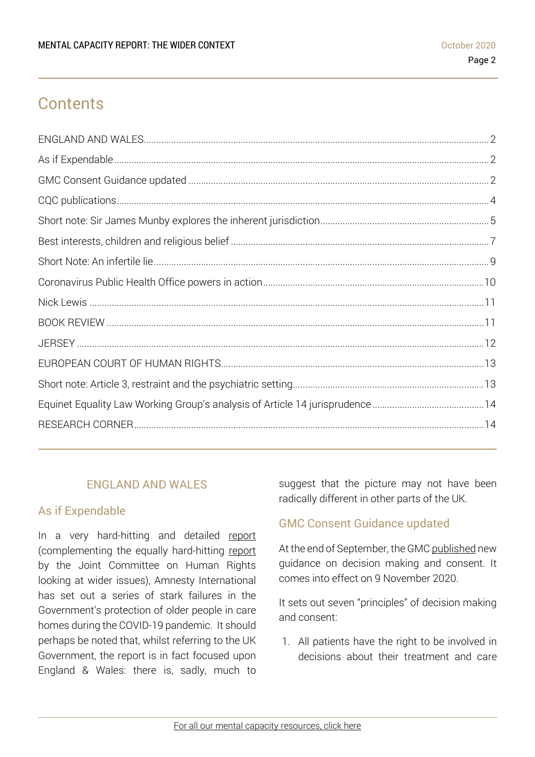# Contents

ENGLAND AND WALES ..... 2
As if Expendable ..... 2
GMC Consent Guidance updated ..... 2
CQC publications ..... 4
Short note: Sir James Munby explores the inherent jurisdiction ..... 5
Best interests, children and religious belief ..... 7
Short Note: An infertile lie ..... 9
Coronavirus Public Health Office powers in action ..... 10
Nick Lewis ..... 11
BOOK REVIEW ..... 11
JERSEY ..... 12
EUROPEAN COURT OF HUMAN RIGHTS ..... 13
Short note: Article 3, restraint and the psychiatric setting ..... 13
Equinet Equality Law Working Group's analysis of Article 14 jurisprudence ..... 14
RESEARCH CORNER ..... 14

## ENGLAND AND WALES

### As if Expendable

In a very hard-hitting and detailed report (complementing the equally hard-hitting report by the Joint Committee on Human Rights looking at wider issues), Amnesty International has set out a series of stark failures in the Government's protection of older people in care homes during the COVID-19 pandemic. It should perhaps be noted that, whilst referring to the UK Government, the report is in fact focused upon England & Wales: there is, sadly, much to suggest that the picture may not have been radically different in other parts of the UK.

### GMC Consent Guidance updated

At the end of September, the GMC published new guidance on decision making and consent. It comes into effect on 9 November 2020.

It sets out seven "principles" of decision making and consent:

1. All patients have the right to be involved in decisions about their treatment and care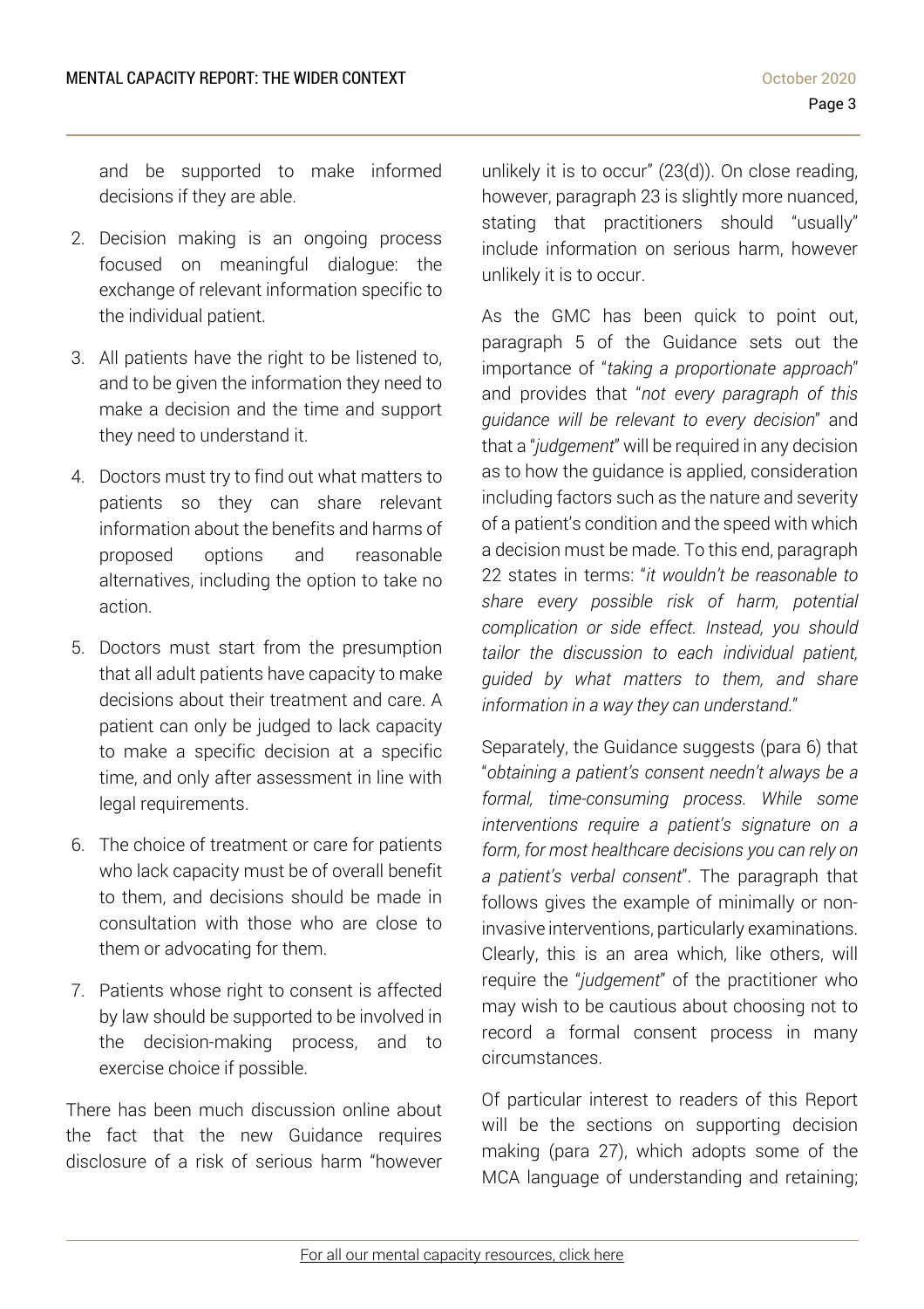and be supported to make informed decisions if they are able.

2. Decision making is an ongoing process focused on meaningful dialogue: the exchange of relevant information specific to the individual patient.
3. All patients have the right to be listened to, and to be given the information they need to make a decision and the time and support they need to understand it.
4. Doctors must try to find out what matters to patients so they can share relevant information about the benefits and harms of proposed options and reasonable alternatives, including the option to take no action.
5. Doctors must start from the presumption that all adult patients have capacity to make decisions about their treatment and care. A patient can only be judged to lack capacity to make a specific decision at a specific time, and only after assessment in line with legal requirements.
6. The choice of treatment or care for patients who lack capacity must be of overall benefit to them, and decisions should be made in consultation with those who are close to them or advocating for them.
7. Patients whose right to consent is affected by law should be supported to be involved in the decision-making process, and to exercise choice if possible.

There has been much discussion online about the fact that the new Guidance requires disclosure of a risk of serious harm "however unlikely it is to occur" (23(d)). On close reading, however, paragraph 23 is slightly more nuanced, stating that practitioners should "usually" include information on serious harm, however unlikely it is to occur.

As the GMC has been quick to point out, paragraph 5 of the Guidance sets out the importance of "*taking a proportionate approach*" and provides that "*not every paragraph of this guidance will be relevant to every decision*" and that a "*judgement*" will be required in any decision as to how the guidance is applied, consideration including factors such as the nature and severity of a patient's condition and the speed with which a decision must be made. To this end, paragraph 22 states in terms: "*it wouldn't be reasonable to share every possible risk of harm, potential complication or side effect. Instead, you should tailor the discussion to each individual patient, guided by what matters to them, and share information in a way they can understand.*"

Separately, the Guidance suggests (para 6) that "*obtaining a patient's consent needn't always be a formal, time-consuming process. While some interventions require a patient's signature on a form, for most healthcare decisions you can rely on a patient's verbal consent*". The paragraph that follows gives the example of minimally or non-invasive interventions, particularly examinations. Clearly, this is an area which, like others, will require the "*judgement*" of the practitioner who may wish to be cautious about choosing not to record a formal consent process in many circumstances.

Of particular interest to readers of this Report will be the sections on supporting decision making (para 27), which adopts some of the MCA language of understanding and retaining;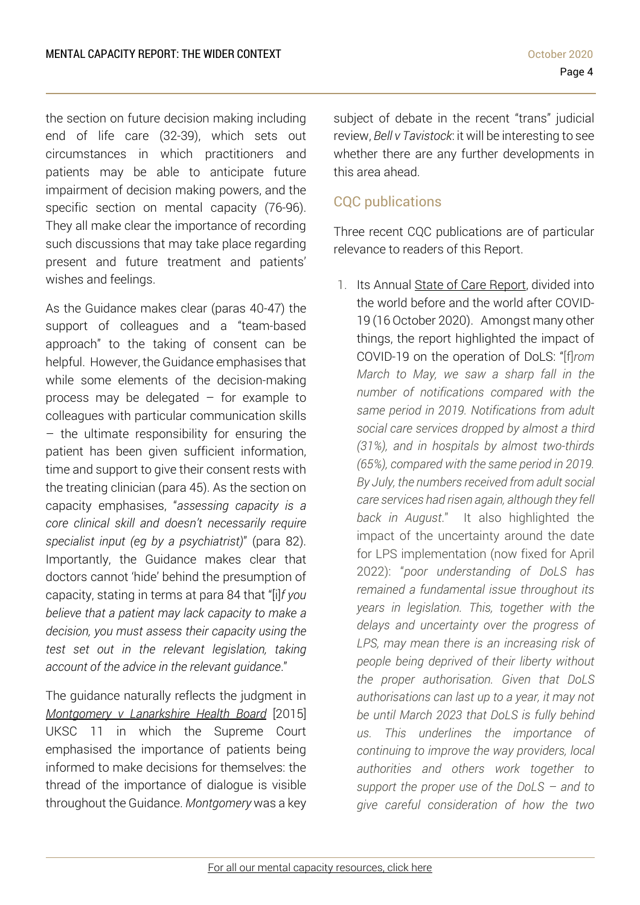the section on future decision making including end of life care (32-39), which sets out circumstances in which practitioners and patients may be able to anticipate future impairment of decision making powers, and the specific section on mental capacity (76-96). They all make clear the importance of recording such discussions that may take place regarding present and future treatment and patients' wishes and feelings.

As the Guidance makes clear (paras 40-47) the support of colleagues and a "team-based approach" to the taking of consent can be helpful. However, the Guidance emphasises that while some elements of the decision-making process may be delegated – for example to colleagues with particular communication skills – the ultimate responsibility for ensuring the patient has been given sufficient information, time and support to give their consent rests with the treating clinician (para 45). As the section on capacity emphasises, "*assessing capacity is a core clinical skill and doesn't necessarily require specialist input (eg by a psychiatrist)*" (para 82). Importantly, the Guidance makes clear that doctors cannot 'hide' behind the presumption of capacity, stating in terms at para 84 that "[i]*f you believe that a patient may lack capacity to make a decision, you must assess their capacity using the test set out in the relevant legislation, taking account of the advice in the relevant guidance*."

The guidance naturally reflects the judgment in *Montgomery v Lanarkshire Health Board* [2015] UKSC 11 in which the Supreme Court emphasised the importance of patients being informed to make decisions for themselves: the thread of the importance of dialogue is visible throughout the Guidance. *Montgomery* was a key subject of debate in the recent "trans" judicial review, *Bell v Tavistock*: it will be interesting to see whether there are any further developments in this area ahead.

## CQC publications

Three recent CQC publications are of particular relevance to readers of this Report.

1. Its Annual State of Care Report, divided into the world before and the world after COVID-19 (16 October 2020). Amongst many other things, the report highlighted the impact of COVID-19 on the operation of DoLS: "[f]*rom March to May, we saw a sharp fall in the number of notifications compared with the same period in 2019. Notifications from adult social care services dropped by almost a third (31%), and in hospitals by almost two-thirds (65%), compared with the same period in 2019. By July, the numbers received from adult social care services had risen again, although they fell back in August*." It also highlighted the impact of the uncertainty around the date for LPS implementation (now fixed for April 2022): "*poor understanding of DoLS has remained a fundamental issue throughout its years in legislation. This, together with the delays and uncertainty over the progress of LPS, may mean there is an increasing risk of people being deprived of their liberty without the proper authorisation. Given that DoLS authorisations can last up to a year, it may not be until March 2023 that DoLS is fully behind us. This underlines the importance of continuing to improve the way providers, local authorities and others work together to support the proper use of the DoLS – and to give careful consideration of how the two*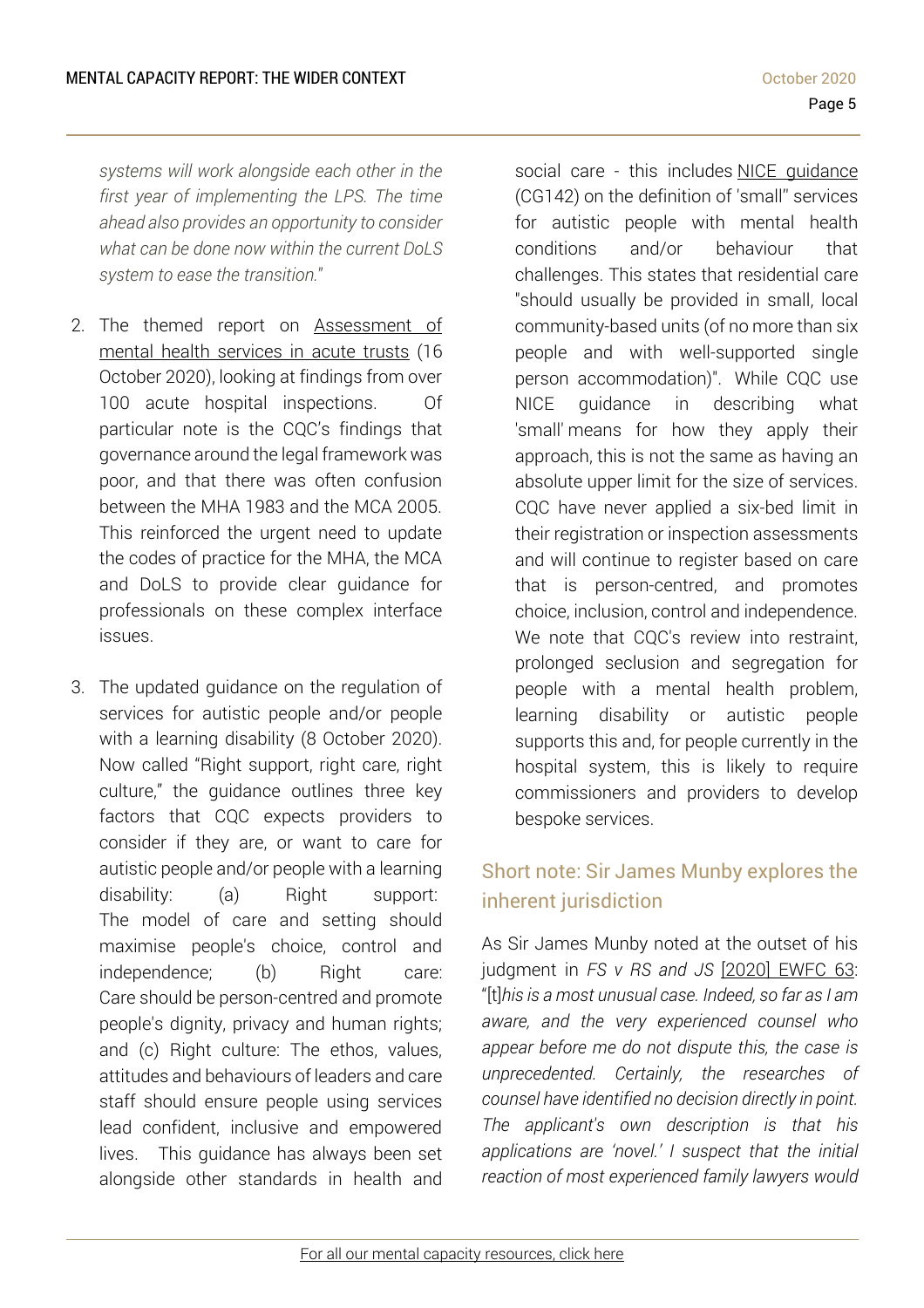*systems will work alongside each other in the first year of implementing the LPS. The time ahead also provides an opportunity to consider what can be done now within the current DoLS system to ease the transition."*

2. The themed report on Assessment of mental health services in acute trusts (16 October 2020), looking at findings from over 100 acute hospital inspections. Of particular note is the CQC's findings that governance around the legal framework was poor, and that there was often confusion between the MHA 1983 and the MCA 2005. This reinforced the urgent need to update the codes of practice for the MHA, the MCA and DoLS to provide clear guidance for professionals on these complex interface issues.

3. The updated guidance on the regulation of services for autistic people and/or people with a learning disability (8 October 2020). Now called "Right support, right care, right culture," the guidance outlines three key factors that CQC expects providers to consider if they are, or want to care for autistic people and/or people with a learning disability: (a) Right support: The model of care and setting should maximise people's choice, control and independence; (b) Right care: Care should be person-centred and promote people's dignity, privacy and human rights; and (c) Right culture: The ethos, values, attitudes and behaviours of leaders and care staff should ensure people using services lead confident, inclusive and empowered lives. This guidance has always been set alongside other standards in health and social care - this includes NICE guidance (CG142) on the definition of 'small" services for autistic people with mental health conditions and/or behaviour that challenges. This states that residential care "should usually be provided in small, local community-based units (of no more than six people and with well-supported single person accommodation)". While CQC use NICE guidance in describing what 'small' means for how they apply their approach, this is not the same as having an absolute upper limit for the size of services. CQC have never applied a six-bed limit in their registration or inspection assessments and will continue to register based on care that is person-centred, and promotes choice, inclusion, control and independence. We note that CQC's review into restraint, prolonged seclusion and segregation for people with a mental health problem, learning disability or autistic people supports this and, for people currently in the hospital system, this is likely to require commissioners and providers to develop bespoke services.

## Short note: Sir James Munby explores the inherent jurisdiction

As Sir James Munby noted at the outset of his judgment in *FS v RS and JS* [2020] EWFC 63: "[t]*his is a most unusual case. Indeed, so far as I am aware, and the very experienced counsel who appear before me do not dispute this, the case is unprecedented. Certainly, the researches of counsel have identified no decision directly in point. The applicant's own description is that his applications are 'novel.' I suspect that the initial reaction of most experienced family lawyers would*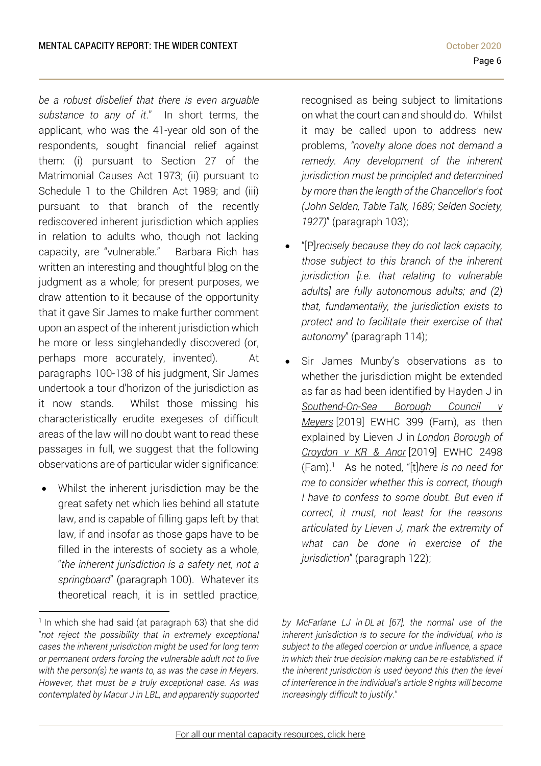*be a robust disbelief that there is even arguable substance to any of it*." In short terms, the applicant, who was the 41-year old son of the respondents, sought financial relief against them: (i) pursuant to Section 27 of the Matrimonial Causes Act 1973; (ii) pursuant to Schedule 1 to the Children Act 1989; and (iii) pursuant to that branch of the recently rediscovered inherent jurisdiction which applies in relation to adults who, though not lacking capacity, are "vulnerable." Barbara Rich has written an interesting and thoughtful blog on the judgment as a whole; for present purposes, we draw attention to it because of the opportunity that it gave Sir James to make further comment upon an aspect of the inherent jurisdiction which he more or less singlehandedly discovered (or, perhaps more accurately, invented). At paragraphs 100-138 of his judgment, Sir James undertook a tour d'horizon of the jurisdiction as it now stands. Whilst those missing his characteristically erudite exegeses of difficult areas of the law will no doubt want to read these passages in full, we suggest that the following observations are of particular wider significance:

- Whilst the inherent jurisdiction may be the great safety net which lies behind all statute law, and is capable of filling gaps left by that law, if and insofar as those gaps have to be filled in the interests of society as a whole, "*the inherent jurisdiction is a safety net, not a springboard*" (paragraph 100). Whatever its theoretical reach, it is in settled practice, recognised as being subject to limitations on what the court can and should do. Whilst it may be called upon to address new problems, *"novelty alone does not demand a remedy. Any development of the inherent jurisdiction must be principled and determined by more than the length of the Chancellor's foot (John Selden, Table Talk, 1689; Selden Society, 1927)*" (paragraph 103);
- "[P]*recisely because they do not lack capacity, those subject to this branch of the inherent jurisdiction [i.e. that relating to vulnerable adults] are fully autonomous adults; and (2) that, fundamentally, the jurisdiction exists to protect and to facilitate their exercise of that autonomy*" (paragraph 114);
- Sir James Munby's observations as to whether the jurisdiction might be extended as far as had been identified by Hayden J in *Southend-On-Sea Borough Council v Meyers* [2019] EWHC 399 (Fam), as then explained by Lieven J in *London Borough of Croydon v KR & Anor* [2019] EWHC 2498 (Fam).[1] As he noted, "[t]*here is no need for me to consider whether this is correct, though I have to confess to some doubt. But even if correct, it must, not least for the reasons articulated by Lieven J, mark the extremity of what can be done in exercise of the jurisdiction*" (paragraph 122);

---

[1] In which she had said (at paragraph 63) that she did "*not reject the possibility that in extremely exceptional cases the inherent jurisdiction might be used for long term or permanent orders forcing the vulnerable adult not to live with the person(s) he wants to, as was the case in Meyers. However, that must be a truly exceptional case. As was contemplated by Macur J in LBL, and apparently supported by McFarlane LJ in DL at [67], the normal use of the inherent jurisdiction is to secure for the individual, who is subject to the alleged coercion or undue influence, a space in which their true decision making can be re-established. If the inherent jurisdiction is used beyond this then the level of interference in the individual's article 8 rights will become increasingly difficult to justify*."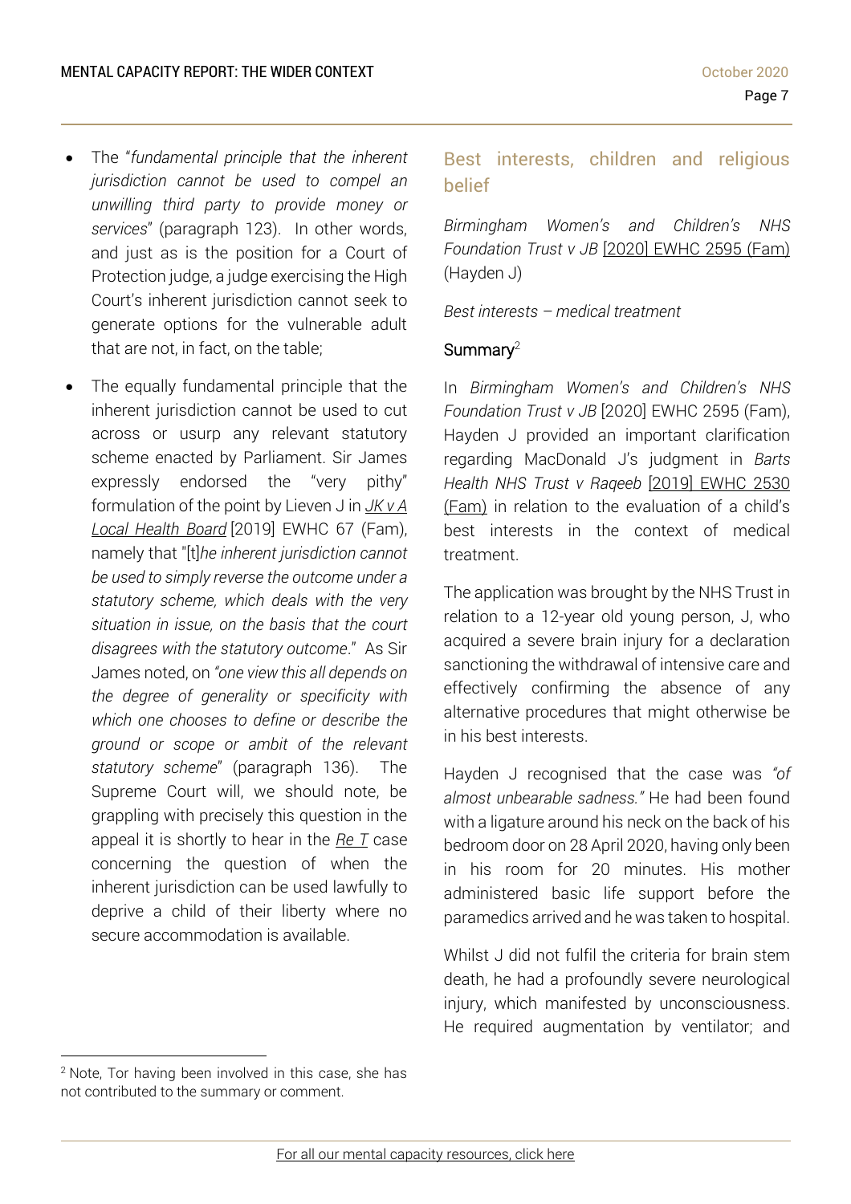- The "*fundamental principle that the inherent jurisdiction cannot be used to compel an unwilling third party to provide money or services*" (paragraph 123). In other words, and just as is the position for a Court of Protection judge, a judge exercising the High Court's inherent jurisdiction cannot seek to generate options for the vulnerable adult that are not, in fact, on the table;

- The equally fundamental principle that the inherent jurisdiction cannot be used to cut across or usurp any relevant statutory scheme enacted by Parliament. Sir James expressly endorsed the "very pithy" formulation of the point by Lieven J in *JK v A Local Health Board* [2019] EWHC 67 (Fam), namely that "[t]*he inherent jurisdiction cannot be used to simply reverse the outcome under a statutory scheme, which deals with the very situation in issue, on the basis that the court disagrees with the statutory outcome*." As Sir James noted, on *"one view this all depends on the degree of generality or specificity with which one chooses to define or describe the ground or scope or ambit of the relevant statutory scheme*" (paragraph 136). The Supreme Court will, we should note, be grappling with precisely this question in the appeal it is shortly to hear in the *Re T* case concerning the question of when the inherent jurisdiction can be used lawfully to deprive a child of their liberty where no secure accommodation is available.

## Best interests, children and religious belief

*Birmingham Women's and Children's NHS Foundation Trust v JB* [2020] EWHC 2595 (Fam) (Hayden J)

*Best interests – medical treatment*

### Summary[2]

In *Birmingham Women's and Children's NHS Foundation Trust v JB* [2020] EWHC 2595 (Fam), Hayden J provided an important clarification regarding MacDonald J's judgment in *Barts Health NHS Trust v Raqeeb* [2019] EWHC 2530 (Fam) in relation to the evaluation of a child's best interests in the context of medical treatment.

The application was brought by the NHS Trust in relation to a 12-year old young person, J, who acquired a severe brain injury for a declaration sanctioning the withdrawal of intensive care and effectively confirming the absence of any alternative procedures that might otherwise be in his best interests.

Hayden J recognised that the case was *"of almost unbearable sadness."* He had been found with a ligature around his neck on the back of his bedroom door on 28 April 2020, having only been in his room for 20 minutes. His mother administered basic life support before the paramedics arrived and he was taken to hospital.

Whilst J did not fulfil the criteria for brain stem death, he had a profoundly severe neurological injury, which manifested by unconsciousness. He required augmentation by ventilator; and

[2] Note, Tor having been involved in this case, she has not contributed to the summary or comment.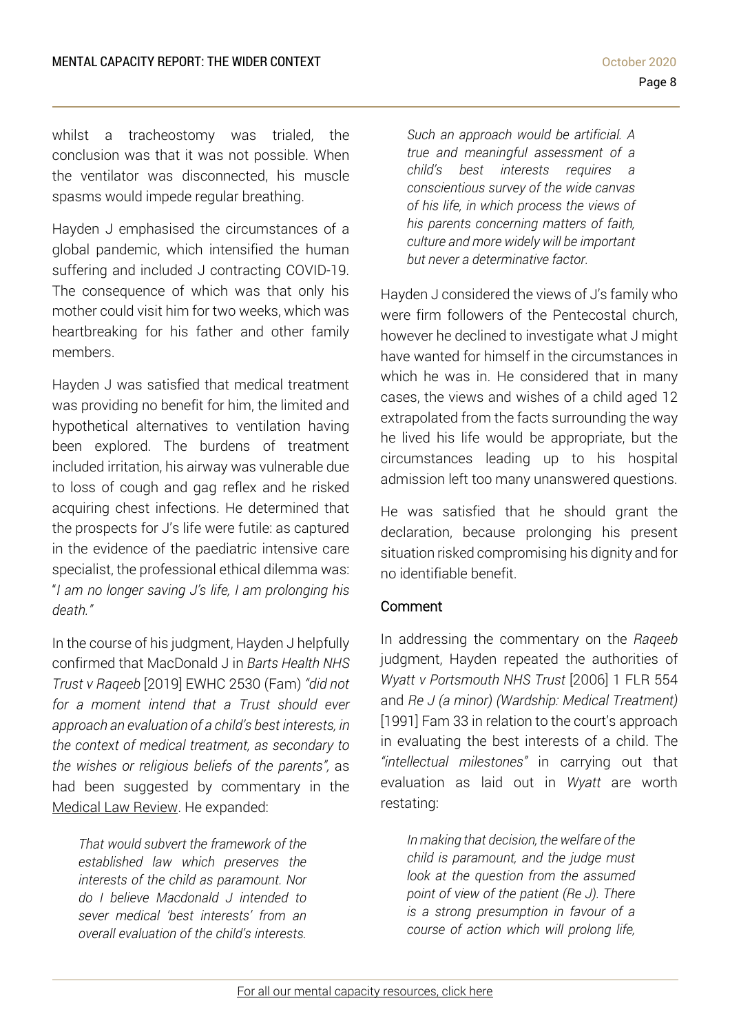whilst a tracheostomy was trialed, the conclusion was that it was not possible. When the ventilator was disconnected, his muscle spasms would impede regular breathing.

Hayden J emphasised the circumstances of a global pandemic, which intensified the human suffering and included J contracting COVID-19. The consequence of which was that only his mother could visit him for two weeks, which was heartbreaking for his father and other family members.

Hayden J was satisfied that medical treatment was providing no benefit for him, the limited and hypothetical alternatives to ventilation having been explored. The burdens of treatment included irritation, his airway was vulnerable due to loss of cough and gag reflex and he risked acquiring chest infections. He determined that the prospects for J's life were futile: as captured in the evidence of the paediatric intensive care specialist, the professional ethical dilemma was: "*I am no longer saving J's life, I am prolonging his death."*

In the course of his judgment, Hayden J helpfully confirmed that MacDonald J in *Barts Health NHS Trust v Raqeeb* [2019] EWHC 2530 (Fam) *"did not for a moment intend that a Trust should ever approach an evaluation of a child's best interests, in the context of medical treatment, as secondary to the wishes or religious beliefs of the parents",* as had been suggested by commentary in the Medical Law Review. He expanded:

> *That would subvert the framework of the established law which preserves the interests of the child as paramount. Nor do I believe Macdonald J intended to sever medical 'best interests' from an overall evaluation of the child's interests. Such an approach would be artificial. A true and meaningful assessment of a child's best interests requires a conscientious survey of the wide canvas of his life, in which process the views of his parents concerning matters of faith, culture and more widely will be important but never a determinative factor.*

Hayden J considered the views of J's family who were firm followers of the Pentecostal church, however he declined to investigate what J might have wanted for himself in the circumstances in which he was in. He considered that in many cases, the views and wishes of a child aged 12 extrapolated from the facts surrounding the way he lived his life would be appropriate, but the circumstances leading up to his hospital admission left too many unanswered questions.

He was satisfied that he should grant the declaration, because prolonging his present situation risked compromising his dignity and for no identifiable benefit.

### Comment

In addressing the commentary on the *Raqeeb* judgment, Hayden repeated the authorities of *Wyatt v Portsmouth NHS Trust* [2006] 1 FLR 554 and *Re J (a minor) (Wardship: Medical Treatment)* [1991] Fam 33 in relation to the court's approach in evaluating the best interests of a child. The *"intellectual milestones"* in carrying out that evaluation as laid out in *Wyatt* are worth restating:

> *In making that decision, the welfare of the child is paramount, and the judge must look at the question from the assumed point of view of the patient (Re J). There is a strong presumption in favour of a course of action which will prolong life,*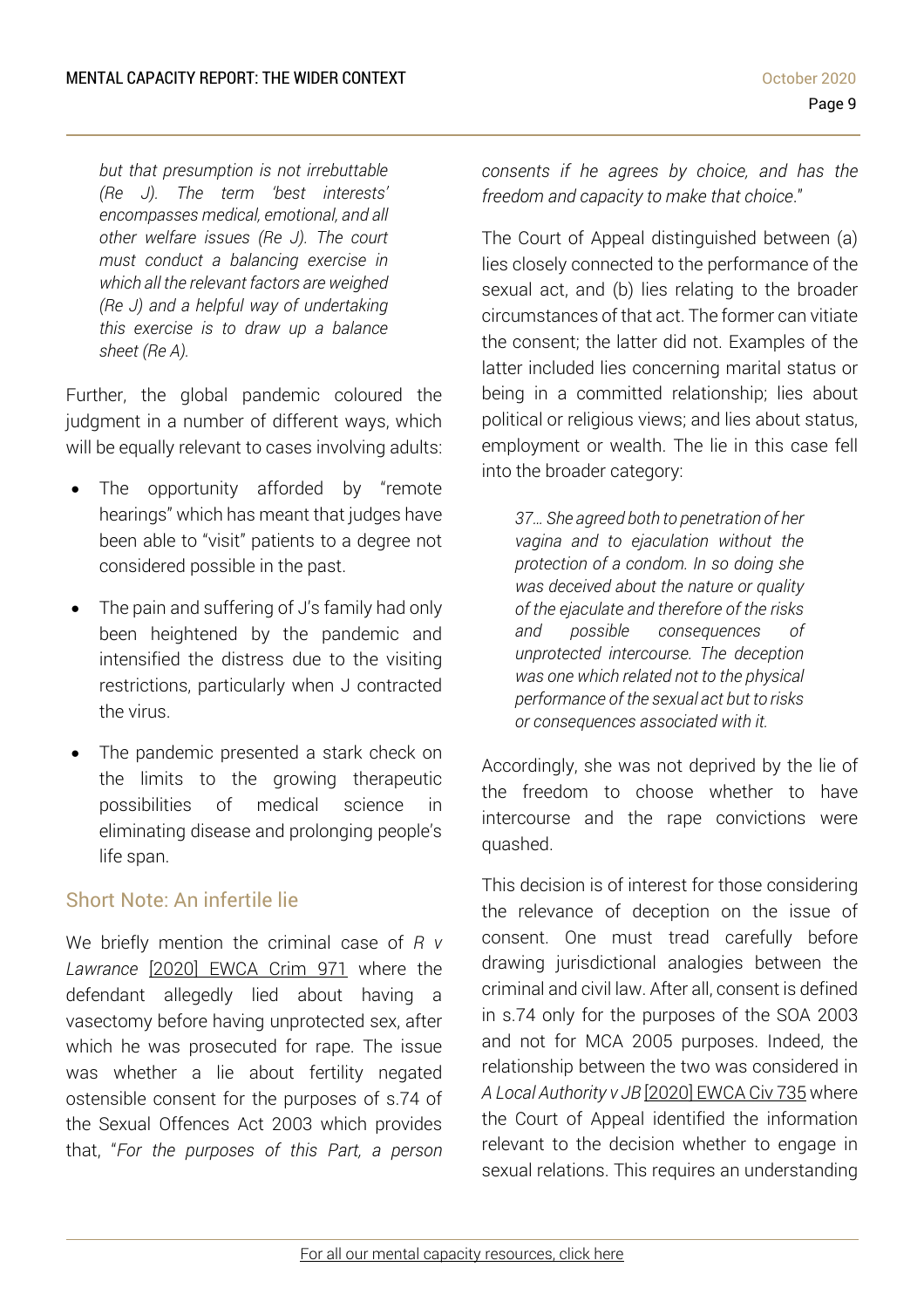*but that presumption is not irrebuttable (Re J). The term 'best interests' encompasses medical, emotional, and all other welfare issues (Re J). The court must conduct a balancing exercise in which all the relevant factors are weighed (Re J) and a helpful way of undertaking this exercise is to draw up a balance sheet (Re A).*

Further, the global pandemic coloured the judgment in a number of different ways, which will be equally relevant to cases involving adults:

- The opportunity afforded by "remote hearings" which has meant that judges have been able to "visit" patients to a degree not considered possible in the past.
- The pain and suffering of J's family had only been heightened by the pandemic and intensified the distress due to the visiting restrictions, particularly when J contracted the virus.
- The pandemic presented a stark check on the limits to the growing therapeutic possibilities of medical science in eliminating disease and prolonging people's life span.

## Short Note: An infertile lie

We briefly mention the criminal case of *R v Lawrance* [2020] EWCA Crim 971 where the defendant allegedly lied about having a vasectomy before having unprotected sex, after which he was prosecuted for rape. The issue was whether a lie about fertility negated ostensible consent for the purposes of s.74 of the Sexual Offences Act 2003 which provides that, "*For the purposes of this Part, a person consents if he agrees by choice, and has the freedom and capacity to make that choice*."

The Court of Appeal distinguished between (a) lies closely connected to the performance of the sexual act, and (b) lies relating to the broader circumstances of that act. The former can vitiate the consent; the latter did not. Examples of the latter included lies concerning marital status or being in a committed relationship; lies about political or religious views; and lies about status, employment or wealth. The lie in this case fell into the broader category:

> *37… She agreed both to penetration of her vagina and to ejaculation without the protection of a condom. In so doing she was deceived about the nature or quality of the ejaculate and therefore of the risks and possible consequences of unprotected intercourse. The deception was one which related not to the physical performance of the sexual act but to risks or consequences associated with it.*

Accordingly, she was not deprived by the lie of the freedom to choose whether to have intercourse and the rape convictions were quashed.

This decision is of interest for those considering the relevance of deception on the issue of consent. One must tread carefully before drawing jurisdictional analogies between the criminal and civil law. After all, consent is defined in s.74 only for the purposes of the SOA 2003 and not for MCA 2005 purposes. Indeed, the relationship between the two was considered in *A Local Authority v JB* [2020] EWCA Civ 735 where the Court of Appeal identified the information relevant to the decision whether to engage in sexual relations. This requires an understanding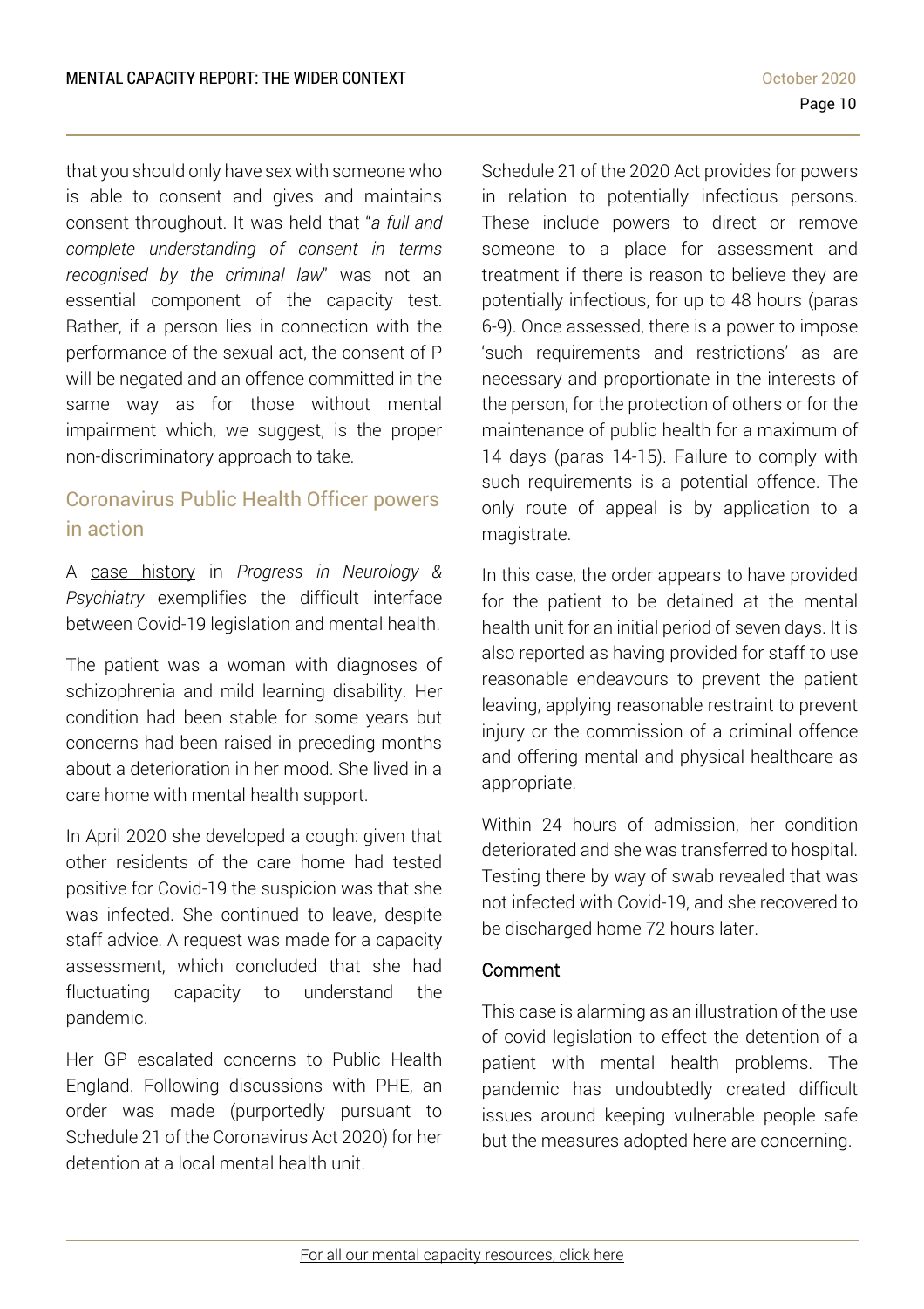that you should only have sex with someone who is able to consent and gives and maintains consent throughout. It was held that "*a full and complete understanding of consent in terms recognised by the criminal law*" was not an essential component of the capacity test. Rather, if a person lies in connection with the performance of the sexual act, the consent of P will be negated and an offence committed in the same way as for those without mental impairment which, we suggest, is the proper non-discriminatory approach to take.

## Coronavirus Public Health Officer powers in action

A case history in *Progress in Neurology & Psychiatry* exemplifies the difficult interface between Covid-19 legislation and mental health.

The patient was a woman with diagnoses of schizophrenia and mild learning disability. Her condition had been stable for some years but concerns had been raised in preceding months about a deterioration in her mood. She lived in a care home with mental health support.

In April 2020 she developed a cough: given that other residents of the care home had tested positive for Covid-19 the suspicion was that she was infected. She continued to leave, despite staff advice. A request was made for a capacity assessment, which concluded that she had fluctuating capacity to understand the pandemic.

Her GP escalated concerns to Public Health England. Following discussions with PHE, an order was made (purportedly pursuant to Schedule 21 of the Coronavirus Act 2020) for her detention at a local mental health unit.

Schedule 21 of the 2020 Act provides for powers in relation to potentially infectious persons. These include powers to direct or remove someone to a place for assessment and treatment if there is reason to believe they are potentially infectious, for up to 48 hours (paras 6-9). Once assessed, there is a power to impose 'such requirements and restrictions' as are necessary and proportionate in the interests of the person, for the protection of others or for the maintenance of public health for a maximum of 14 days (paras 14-15). Failure to comply with such requirements is a potential offence. The only route of appeal is by application to a magistrate.

In this case, the order appears to have provided for the patient to be detained at the mental health unit for an initial period of seven days. It is also reported as having provided for staff to use reasonable endeavours to prevent the patient leaving, applying reasonable restraint to prevent injury or the commission of a criminal offence and offering mental and physical healthcare as appropriate.

Within 24 hours of admission, her condition deteriorated and she was transferred to hospital. Testing there by way of swab revealed that was not infected with Covid-19, and she recovered to be discharged home 72 hours later.

### Comment

This case is alarming as an illustration of the use of covid legislation to effect the detention of a patient with mental health problems. The pandemic has undoubtedly created difficult issues around keeping vulnerable people safe but the measures adopted here are concerning.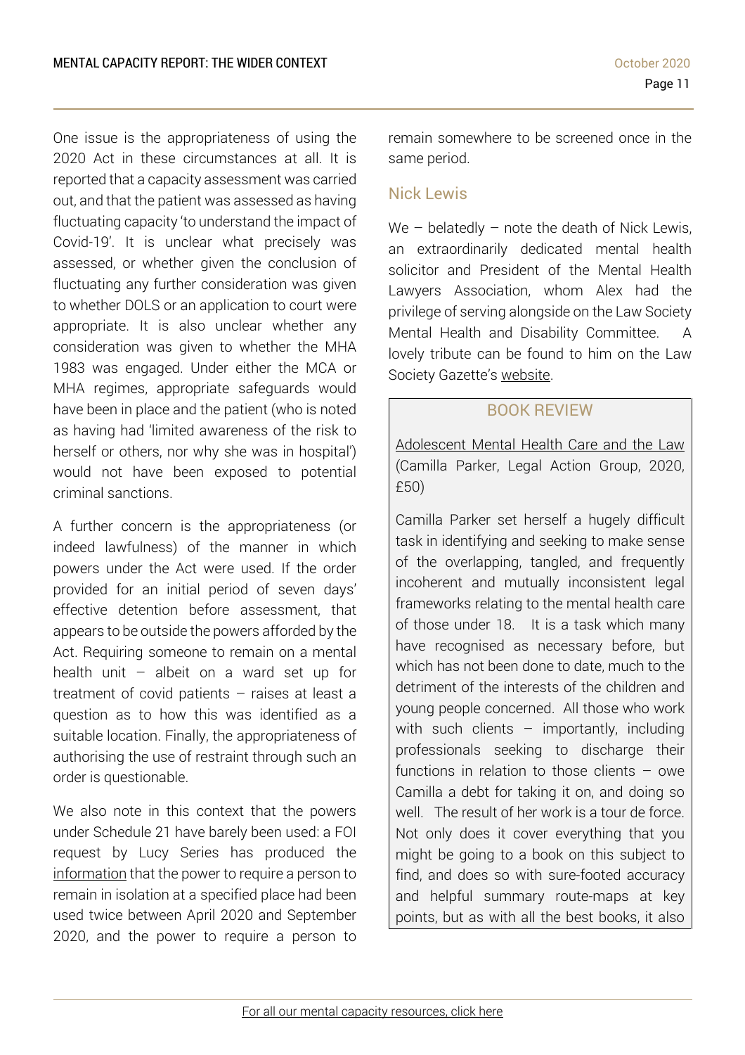One issue is the appropriateness of using the 2020 Act in these circumstances at all. It is reported that a capacity assessment was carried out, and that the patient was assessed as having fluctuating capacity 'to understand the impact of Covid-19'. It is unclear what precisely was assessed, or whether given the conclusion of fluctuating any further consideration was given to whether DOLS or an application to court were appropriate. It is also unclear whether any consideration was given to whether the MHA 1983 was engaged. Under either the MCA or MHA regimes, appropriate safeguards would have been in place and the patient (who is noted as having had 'limited awareness of the risk to herself or others, nor why she was in hospital') would not have been exposed to potential criminal sanctions.

A further concern is the appropriateness (or indeed lawfulness) of the manner in which powers under the Act were used. If the order provided for an initial period of seven days' effective detention before assessment, that appears to be outside the powers afforded by the Act. Requiring someone to remain on a mental health unit – albeit on a ward set up for treatment of covid patients – raises at least a question as to how this was identified as a suitable location. Finally, the appropriateness of authorising the use of restraint through such an order is questionable.

We also note in this context that the powers under Schedule 21 have barely been used: a FOI request by Lucy Series has produced the information that the power to require a person to remain in isolation at a specified place had been used twice between April 2020 and September 2020, and the power to require a person to remain somewhere to be screened once in the same period.

## Nick Lewis

We – belatedly – note the death of Nick Lewis, an extraordinarily dedicated mental health solicitor and President of the Mental Health Lawyers Association, whom Alex had the privilege of serving alongside on the Law Society Mental Health and Disability Committee. A lovely tribute can be found to him on the Law Society Gazette's website.

## BOOK REVIEW

Adolescent Mental Health Care and the Law (Camilla Parker, Legal Action Group, 2020, £50)

Camilla Parker set herself a hugely difficult task in identifying and seeking to make sense of the overlapping, tangled, and frequently incoherent and mutually inconsistent legal frameworks relating to the mental health care of those under 18. It is a task which many have recognised as necessary before, but which has not been done to date, much to the detriment of the interests of the children and young people concerned. All those who work with such clients – importantly, including professionals seeking to discharge their functions in relation to those clients – owe Camilla a debt for taking it on, and doing so well. The result of her work is a tour de force. Not only does it cover everything that you might be going to a book on this subject to find, and does so with sure-footed accuracy and helpful summary route-maps at key points, but as with all the best books, it also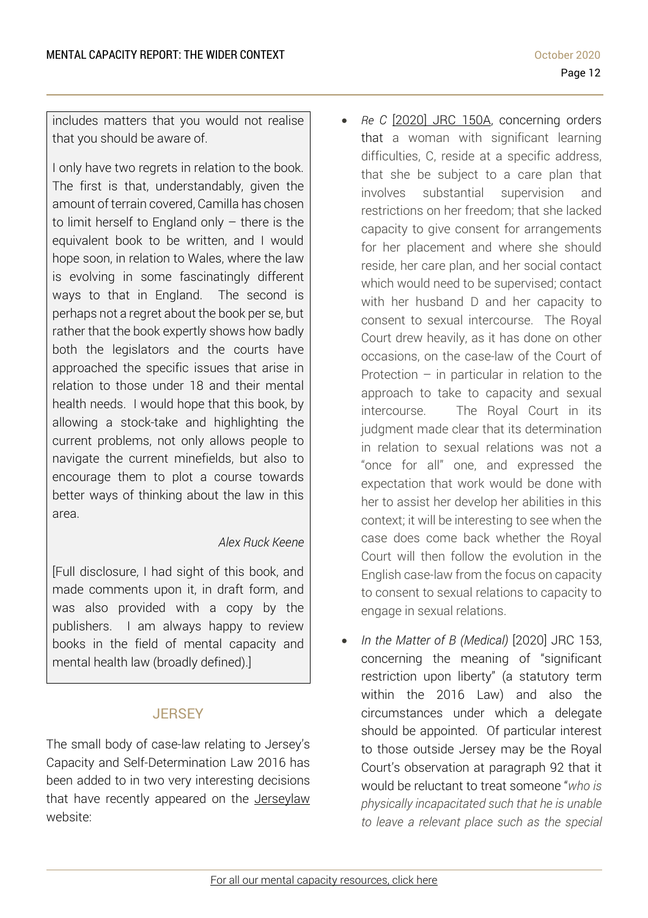includes matters that you would not realise that you should be aware of.

I only have two regrets in relation to the book. The first is that, understandably, given the amount of terrain covered, Camilla has chosen to limit herself to England only – there is the equivalent book to be written, and I would hope soon, in relation to Wales, where the law is evolving in some fascinatingly different ways to that in England. The second is perhaps not a regret about the book per se, but rather that the book expertly shows how badly both the legislators and the courts have approached the specific issues that arise in relation to those under 18 and their mental health needs. I would hope that this book, by allowing a stock-take and highlighting the current problems, not only allows people to navigate the current minefields, but also to encourage them to plot a course towards better ways of thinking about the law in this area.

*Alex Ruck Keene*

[Full disclosure, I had sight of this book, and made comments upon it, in draft form, and was also provided with a copy by the publishers. I am always happy to review books in the field of mental capacity and mental health law (broadly defined).]

## JERSEY

The small body of case-law relating to Jersey's Capacity and Self-Determination Law 2016 has been added to in two very interesting decisions that have recently appeared on the Jerseylaw website:

- *Re C* [2020] JRC 150A, concerning orders that a woman with significant learning difficulties, C, reside at a specific address, that she be subject to a care plan that involves substantial supervision and restrictions on her freedom; that she lacked capacity to give consent for arrangements for her placement and where she should reside, her care plan, and her social contact which would need to be supervised; contact with her husband D and her capacity to consent to sexual intercourse. The Royal Court drew heavily, as it has done on other occasions, on the case-law of the Court of Protection – in particular in relation to the approach to take to capacity and sexual intercourse. The Royal Court in its judgment made clear that its determination in relation to sexual relations was not a "once for all" one, and expressed the expectation that work would be done with her to assist her develop her abilities in this context; it will be interesting to see when the case does come back whether the Royal Court will then follow the evolution in the English case-law from the focus on capacity to consent to sexual relations to capacity to engage in sexual relations.
- *In the Matter of B (Medical)* [2020] JRC 153, concerning the meaning of "significant restriction upon liberty" (a statutory term within the 2016 Law) and also the circumstances under which a delegate should be appointed. Of particular interest to those outside Jersey may be the Royal Court's observation at paragraph 92 that it would be reluctant to treat someone "*who is physically incapacitated such that he is unable to leave a relevant place such as the special*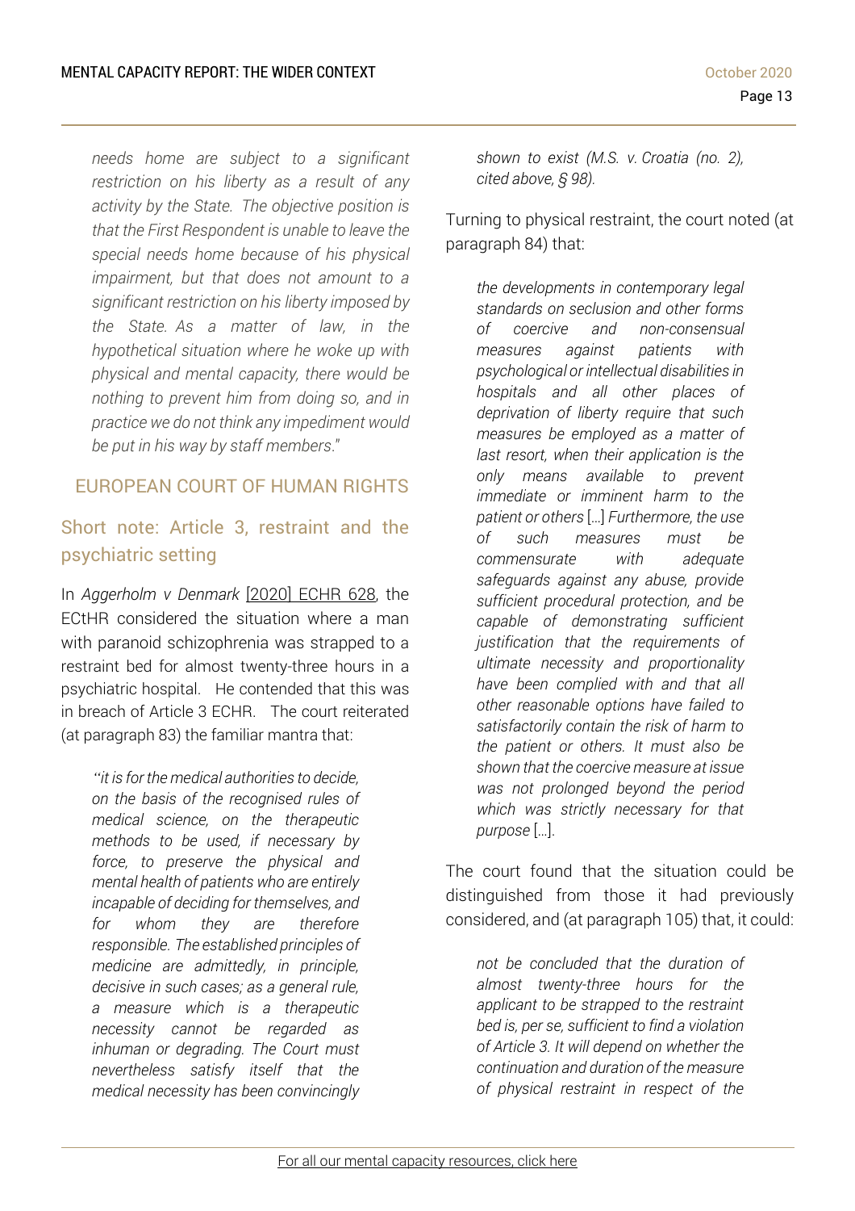*needs home are subject to a significant restriction on his liberty as a result of any activity by the State. The objective position is that the First Respondent is unable to leave the special needs home because of his physical impairment, but that does not amount to a significant restriction on his liberty imposed by the State. As a matter of law, in the hypothetical situation where he woke up with physical and mental capacity, there would be nothing to prevent him from doing so, and in practice we do not think any impediment would be put in his way by staff members*."

## EUROPEAN COURT OF HUMAN RIGHTS

### Short note: Article 3, restraint and the psychiatric setting

In *Aggerholm v Denmark* [2020] ECHR 628, the ECtHR considered the situation where a man with paranoid schizophrenia was strapped to a restraint bed for almost twenty-three hours in a psychiatric hospital. He contended that this was in breach of Article 3 ECHR. The court reiterated (at paragraph 83) the familiar mantra that:

> "*it is for the medical authorities to decide, on the basis of the recognised rules of medical science, on the therapeutic methods to be used, if necessary by force, to preserve the physical and mental health of patients who are entirely incapable of deciding for themselves, and for whom they are therefore responsible. The established principles of medicine are admittedly, in principle, decisive in such cases; as a general rule, a measure which is a therapeutic necessity cannot be regarded as inhuman or degrading. The Court must nevertheless satisfy itself that the medical necessity has been convincingly shown to exist (M.S. v. Croatia (no. 2), cited above, § 98).*

Turning to physical restraint, the court noted (at paragraph 84) that:

> *the developments in contemporary legal standards on seclusion and other forms of coercive and non-consensual measures against patients with psychological or intellectual disabilities in hospitals and all other places of deprivation of liberty require that such measures be employed as a matter of last resort, when their application is the only means available to prevent immediate or imminent harm to the patient or others* […] *Furthermore, the use of such measures must be commensurate with adequate safeguards against any abuse, provide sufficient procedural protection, and be capable of demonstrating sufficient justification that the requirements of ultimate necessity and proportionality have been complied with and that all other reasonable options have failed to satisfactorily contain the risk of harm to the patient or others. It must also be shown that the coercive measure at issue was not prolonged beyond the period which was strictly necessary for that purpose* […].

The court found that the situation could be distinguished from those it had previously considered, and (at paragraph 105) that, it could:

> *not be concluded that the duration of almost twenty-three hours for the applicant to be strapped to the restraint bed is, per se, sufficient to find a violation of Article 3. It will depend on whether the continuation and duration of the measure of physical restraint in respect of the*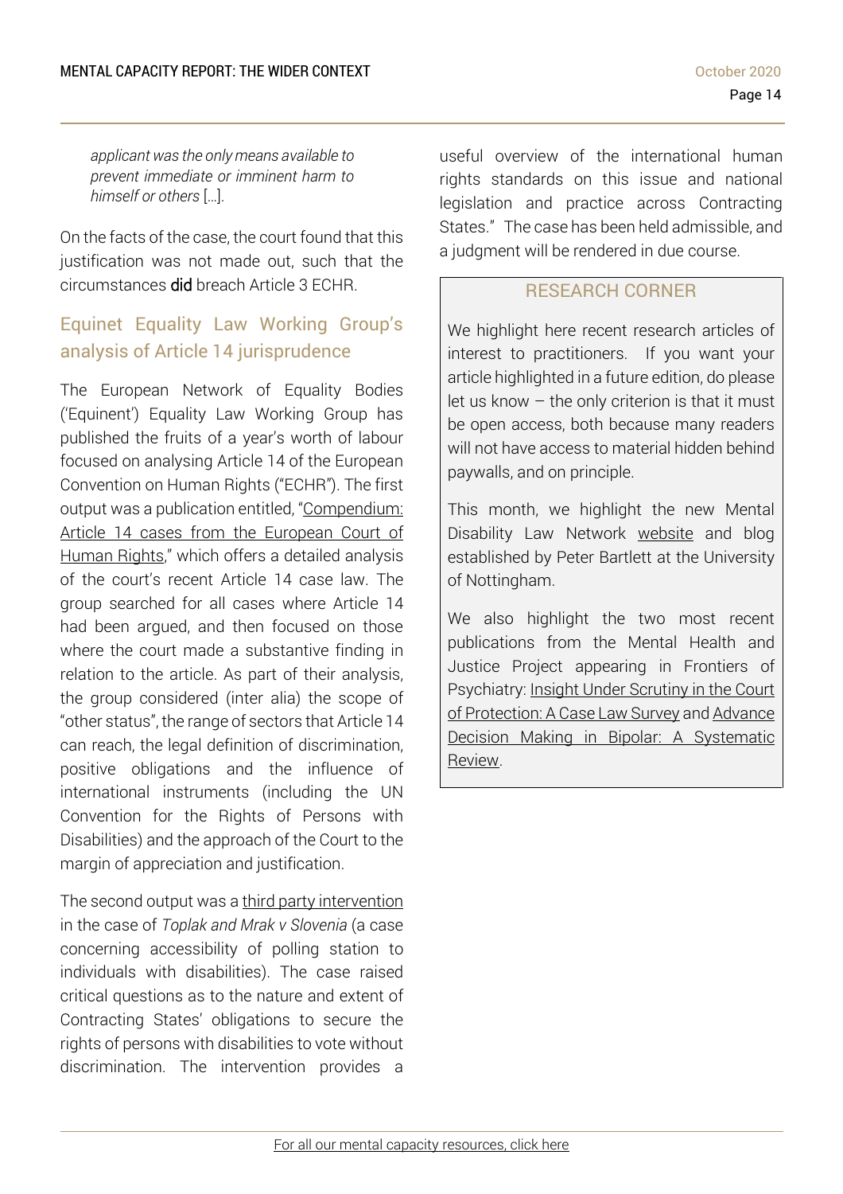> *applicant was the only means available to prevent immediate or imminent harm to himself or others* […].

On the facts of the case, the court found that this justification was not made out, such that the circumstances **did** breach Article 3 ECHR.

## Equinet Equality Law Working Group's analysis of Article 14 jurisprudence

The European Network of Equality Bodies ('Equinent') Equality Law Working Group has published the fruits of a year's worth of labour focused on analysing Article 14 of the European Convention on Human Rights ("ECHR"). The first output was a publication entitled, "Compendium: Article 14 cases from the European Court of Human Rights," which offers a detailed analysis of the court's recent Article 14 case law. The group searched for all cases where Article 14 had been argued, and then focused on those where the court made a substantive finding in relation to the article. As part of their analysis, the group considered (inter alia) the scope of "other status", the range of sectors that Article 14 can reach, the legal definition of discrimination, positive obligations and the influence of international instruments (including the UN Convention for the Rights of Persons with Disabilities) and the approach of the Court to the margin of appreciation and justification.

The second output was a third party intervention in the case of *Toplak and Mrak v Slovenia* (a case concerning accessibility of polling station to individuals with disabilities). The case raised critical questions as to the nature and extent of Contracting States' obligations to secure the rights of persons with disabilities to vote without discrimination. The intervention provides a useful overview of the international human rights standards on this issue and national legislation and practice across Contracting States." The case has been held admissible, and a judgment will be rendered in due course.

### RESEARCH CORNER

We highlight here recent research articles of interest to practitioners. If you want your article highlighted in a future edition, do please let us know – the only criterion is that it must be open access, both because many readers will not have access to material hidden behind paywalls, and on principle.

This month, we highlight the new Mental Disability Law Network website and blog established by Peter Bartlett at the University of Nottingham.

We also highlight the two most recent publications from the Mental Health and Justice Project appearing in Frontiers of Psychiatry: Insight Under Scrutiny in the Court of Protection: A Case Law Survey and Advance Decision Making in Bipolar: A Systematic Review.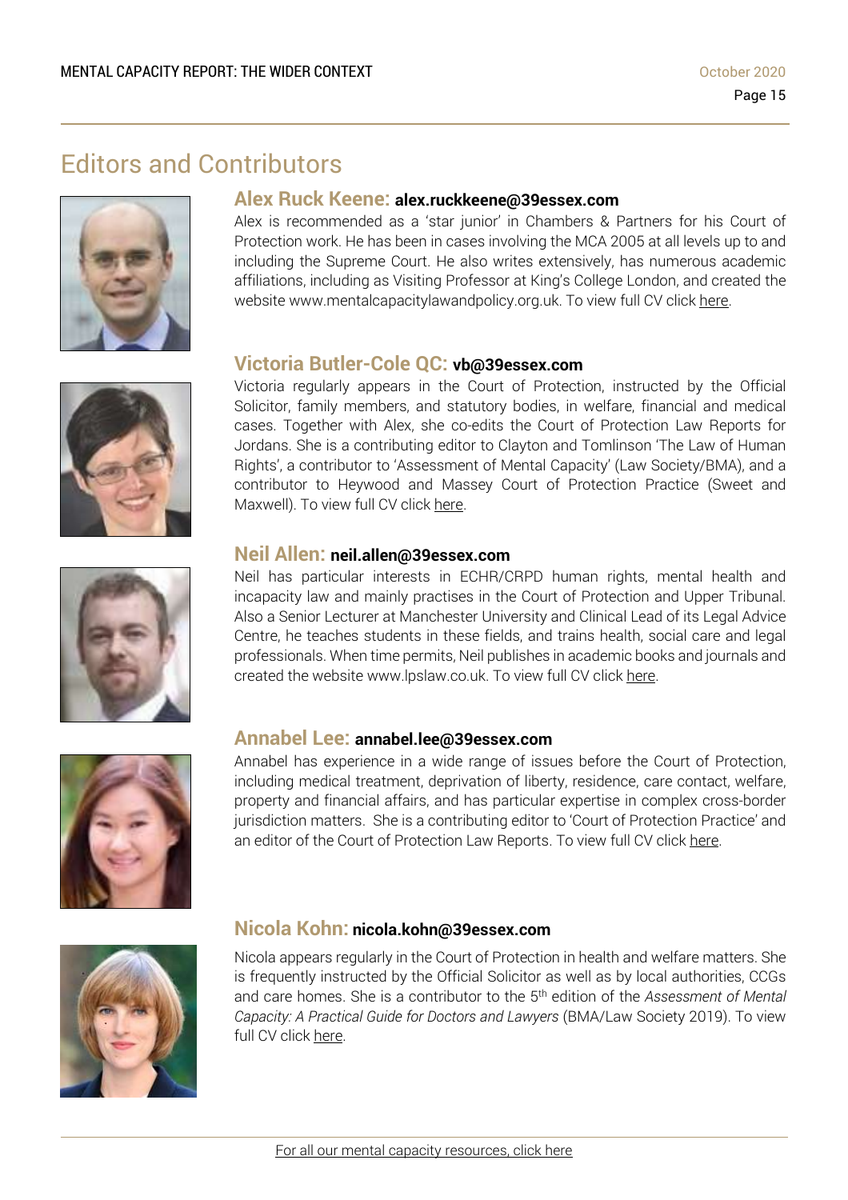# Editors and Contributors

### Alex Ruck Keene: alex.ruckkeene@39essex.com

Alex is recommended as a 'star junior' in Chambers & Partners for his Court of Protection work. He has been in cases involving the MCA 2005 at all levels up to and including the Supreme Court. He also writes extensively, has numerous academic affiliations, including as Visiting Professor at King's College London, and created the website www.mentalcapacitylawandpolicy.org.uk. To view full CV click here.

### Victoria Butler-Cole QC: vb@39essex.com

Victoria regularly appears in the Court of Protection, instructed by the Official Solicitor, family members, and statutory bodies, in welfare, financial and medical cases. Together with Alex, she co-edits the Court of Protection Law Reports for Jordans. She is a contributing editor to Clayton and Tomlinson 'The Law of Human Rights', a contributor to 'Assessment of Mental Capacity' (Law Society/BMA), and a contributor to Heywood and Massey Court of Protection Practice (Sweet and Maxwell). To view full CV click here.

### Neil Allen: neil.allen@39essex.com

Neil has particular interests in ECHR/CRPD human rights, mental health and incapacity law and mainly practises in the Court of Protection and Upper Tribunal. Also a Senior Lecturer at Manchester University and Clinical Lead of its Legal Advice Centre, he teaches students in these fields, and trains health, social care and legal professionals. When time permits, Neil publishes in academic books and journals and created the website www.lpslaw.co.uk. To view full CV click here.

### Annabel Lee: annabel.lee@39essex.com

Annabel has experience in a wide range of issues before the Court of Protection, including medical treatment, deprivation of liberty, residence, care contact, welfare, property and financial affairs, and has particular expertise in complex cross-border jurisdiction matters. She is a contributing editor to 'Court of Protection Practice' and an editor of the Court of Protection Law Reports. To view full CV click here.

### Nicola Kohn: nicola.kohn@39essex.com

Nicola appears regularly in the Court of Protection in health and welfare matters. She is frequently instructed by the Official Solicitor as well as by local authorities, CCGs and care homes. She is a contributor to the 5th edition of the *Assessment of Mental Capacity: A Practical Guide for Doctors and Lawyers* (BMA/Law Society 2019). To view full CV click here.

For all our mental capacity resources, click here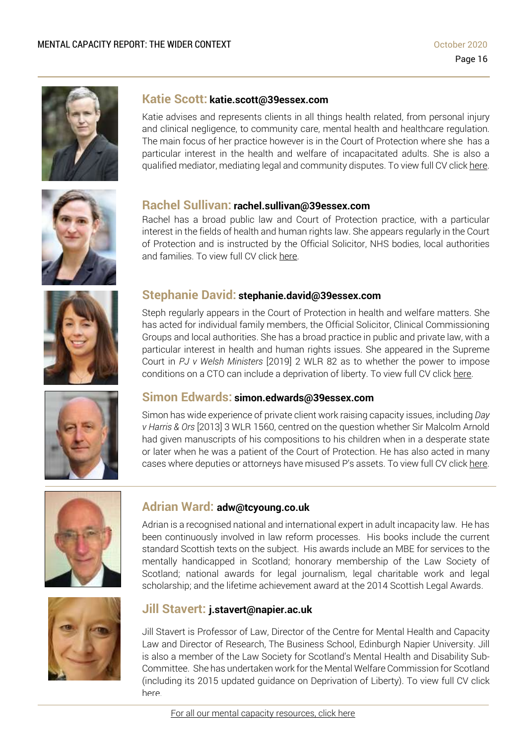### Katie Scott: katie.scott@39essex.com

Katie advises and represents clients in all things health related, from personal injury and clinical negligence, to community care, mental health and healthcare regulation. The main focus of her practice however is in the Court of Protection where she has a particular interest in the health and welfare of incapacitated adults. She is also a qualified mediator, mediating legal and community disputes. To view full CV click here.

### Rachel Sullivan: rachel.sullivan@39essex.com

Rachel has a broad public law and Court of Protection practice, with a particular interest in the fields of health and human rights law. She appears regularly in the Court of Protection and is instructed by the Official Solicitor, NHS bodies, local authorities and families. To view full CV click here.

### Stephanie David: stephanie.david@39essex.com

Steph regularly appears in the Court of Protection in health and welfare matters. She has acted for individual family members, the Official Solicitor, Clinical Commissioning Groups and local authorities. She has a broad practice in public and private law, with a particular interest in health and human rights issues. She appeared in the Supreme Court in *PJ v Welsh Ministers* [2019] 2 WLR 82 as to whether the power to impose conditions on a CTO can include a deprivation of liberty. To view full CV click here.

### Simon Edwards: simon.edwards@39essex.com

Simon has wide experience of private client work raising capacity issues, including *Day v Harris & Ors* [2013] 3 WLR 1560, centred on the question whether Sir Malcolm Arnold had given manuscripts of his compositions to his children when in a desperate state or later when he was a patient of the Court of Protection. He has also acted in many cases where deputies or attorneys have misused P's assets. To view full CV click here.

### Adrian Ward: adw@tcyoung.co.uk

Adrian is a recognised national and international expert in adult incapacity law. He has been continuously involved in law reform processes. His books include the current standard Scottish texts on the subject. His awards include an MBE for services to the mentally handicapped in Scotland; honorary membership of the Law Society of Scotland; national awards for legal journalism, legal charitable work and legal scholarship; and the lifetime achievement award at the 2014 Scottish Legal Awards.

### Jill Stavert: j.stavert@napier.ac.uk

Jill Stavert is Professor of Law, Director of the Centre for Mental Health and Capacity Law and Director of Research, The Business School, Edinburgh Napier University. Jill is also a member of the Law Society for Scotland's Mental Health and Disability Sub-Committee. She has undertaken work for the Mental Welfare Commission for Scotland (including its 2015 updated guidance on Deprivation of Liberty). To view full CV click here.

For all our mental capacity resources, click here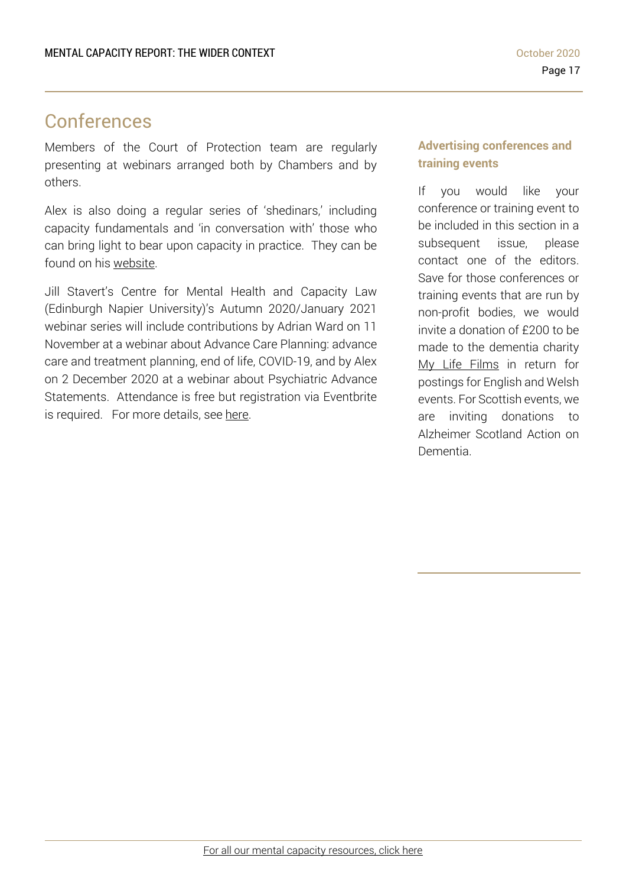# Conferences

Members of the Court of Protection team are regularly presenting at webinars arranged both by Chambers and by others.

Alex is also doing a regular series of 'shedinars,' including capacity fundamentals and 'in conversation with' those who can bring light to bear upon capacity in practice. They can be found on his website.

Jill Stavert's Centre for Mental Health and Capacity Law (Edinburgh Napier University)'s Autumn 2020/January 2021 webinar series will include contributions by Adrian Ward on 11 November at a webinar about Advance Care Planning: advance care and treatment planning, end of life, COVID-19, and by Alex on 2 December 2020 at a webinar about Psychiatric Advance Statements. Attendance is free but registration via Eventbrite is required. For more details, see here.

### Advertising conferences and training events

If you would like your conference or training event to be included in this section in a subsequent issue, please contact one of the editors. Save for those conferences or training events that are run by non-profit bodies, we would invite a donation of £200 to be made to the dementia charity My Life Films in return for postings for English and Welsh events. For Scottish events, we are inviting donations to Alzheimer Scotland Action on Dementia.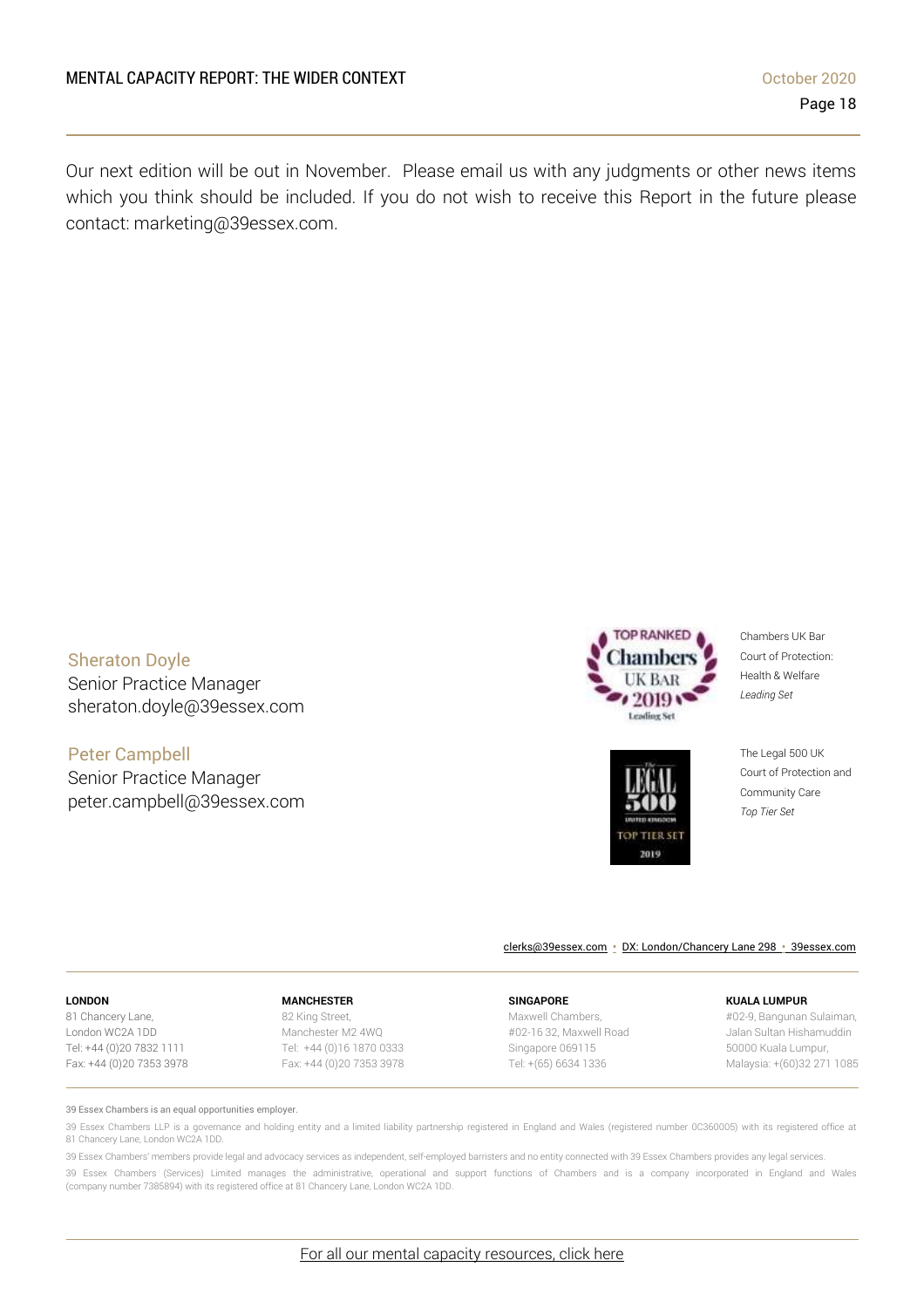Our next edition will be out in November. Please email us with any judgments or other news items which you think should be included. If you do not wish to receive this Report in the future please contact: marketing@39essex.com.

Sheraton Doyle
Senior Practice Manager
sheraton.doyle@39essex.com

Peter Campbell
Senior Practice Manager
peter.campbell@39essex.com

Chambers UK Bar
Court of Protection:
Health & Welfare
*Leading Set*

The Legal 500 UK
Court of Protection and
Community Care
*Top Tier Set*

clerks@39essex.com • DX: London/Chancery Lane 298 • 39essex.com

**LONDON**
81 Chancery Lane,
London WC2A 1DD
Tel: +44 (0)20 7832 1111
Fax: +44 (0)20 7353 3978

**MANCHESTER**
82 King Street,
Manchester M2 4WQ
Tel: +44 (0)16 1870 0333
Fax: +44 (0)20 7353 3978

**SINGAPORE**
Maxwell Chambers,
#02-16 32, Maxwell Road
Singapore 069115
Tel: +(65) 6634 1336

**KUALA LUMPUR**
#02-9, Bangunan Sulaiman,
Jalan Sultan Hishamuddin
50000 Kuala Lumpur,
Malaysia: +(60)32 271 1085

39 Essex Chambers is an equal opportunities employer.

39 Essex Chambers LLP is a governance and holding entity and a limited liability partnership registered in England and Wales (registered number 0C360005) with its registered office at 81 Chancery Lane, London WC2A 1DD.

39 Essex Chambers' members provide legal and advocacy services as independent, self-employed barristers and no entity connected with 39 Essex Chambers provides any legal services.

39 Essex Chambers (Services) Limited manages the administrative, operational and support functions of Chambers and is a company incorporated in England and Wales (company number 7385894) with its registered office at 81 Chancery Lane, London WC2A 1DD.

For all our mental capacity resources, click here